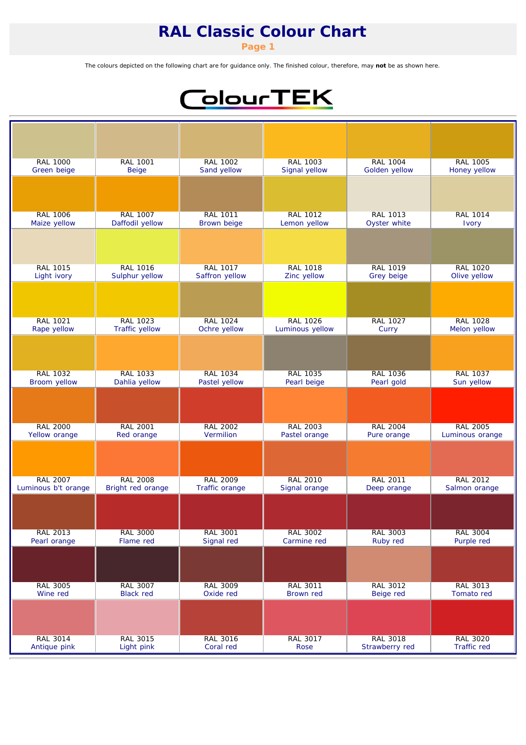# RAL Classic Colour Chart

**Page 1**

The colours depicted on the following chart are for guidance only. The finished colour, therefore, may **not** be as shown here.

ColourTEK

| | | | | | |
|---|---|---|---|---|---|
| RAL 1000<br>Green beige | RAL 1001<br>Beige | RAL 1002<br>Sand yellow | RAL 1003<br>Signal yellow | RAL 1004<br>Golden yellow | RAL 1005<br>Honey yellow |
| RAL 1006<br>Maize yellow | RAL 1007<br>Daffodil yellow | RAL 1011<br>Brown beige | RAL 1012<br>Lemon yellow | RAL 1013<br>Oyster white | RAL 1014<br>Ivory |
| RAL 1015<br>Light ivory | RAL 1016<br>Sulphur yellow | RAL 1017<br>Saffron yellow | RAL 1018<br>Zinc yellow | RAL 1019<br>Grey beige | RAL 1020<br>Olive yellow |
| RAL 1021<br>Rape yellow | RAL 1023<br>Traffic yellow | RAL 1024<br>Ochre yellow | RAL 1026<br>Luminous yellow | RAL 1027<br>Curry | RAL 1028<br>Melon yellow |
| RAL 1032<br>Broom yellow | RAL 1033<br>Dahlia yellow | RAL 1034<br>Pastel yellow | RAL 1035<br>Pearl beige | RAL 1036<br>Pearl gold | RAL 1037<br>Sun yellow |
| RAL 2000<br>Yellow orange | RAL 2001<br>Red orange | RAL 2002<br>Vermilion | RAL 2003<br>Pastel orange | RAL 2004<br>Pure orange | RAL 2005<br>Luminous orange |
| RAL 2007<br>Luminous b't orange | RAL 2008<br>Bright red orange | RAL 2009<br>Traffic orange | RAL 2010<br>Signal orange | RAL 2011<br>Deep orange | RAL 2012<br>Salmon orange |
| RAL 2013<br>Pearl orange | RAL 3000<br>Flame red | RAL 3001<br>Signal red | RAL 3002<br>Carmine red | RAL 3003<br>Ruby red | RAL 3004<br>Purple red |
| RAL 3005<br>Wine red | RAL 3007<br>Black red | RAL 3009<br>Oxide red | RAL 3011<br>Brown red | RAL 3012<br>Beige red | RAL 3013<br>Tomato red |
| RAL 3014<br>Antique pink | RAL 3015<br>Light pink | RAL 3016<br>Coral red | RAL 3017<br>Rose | RAL 3018<br>Strawberry red | RAL 3020<br>Traffic red |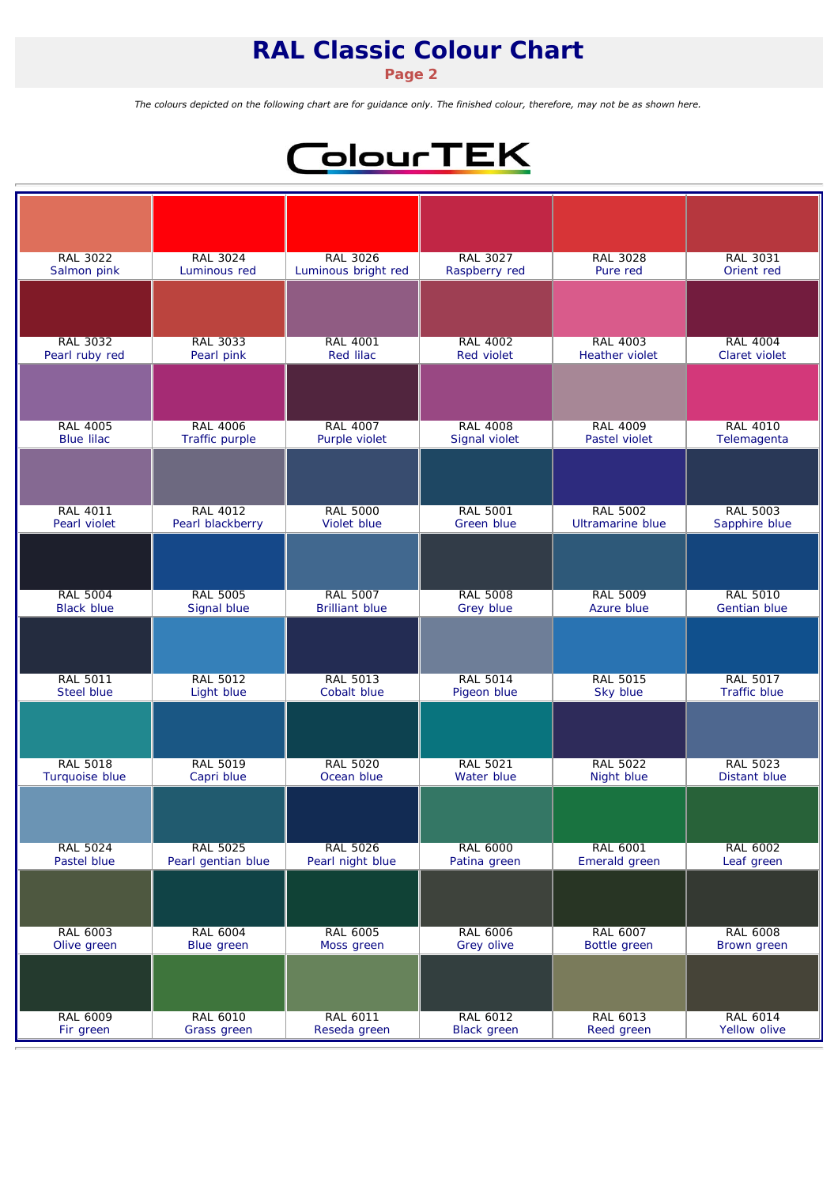# RAL Classic Colour Chart

**Page 2**

*The colours depicted on the following chart are for guidance only. The finished colour, therefore, may not be as shown here.*

ColourTEK

| | | | | | |
|---|---|---|---|---|---|
| RAL 3022<br>Salmon pink | RAL 3024<br>Luminous red | RAL 3026<br>Luminous bright red | RAL 3027<br>Raspberry red | RAL 3028<br>Pure red | RAL 3031<br>Orient red |
| RAL 3032<br>Pearl ruby red | RAL 3033<br>Pearl pink | RAL 4001<br>Red lilac | RAL 4002<br>Red violet | RAL 4003<br>Heather violet | RAL 4004<br>Claret violet |
| RAL 4005<br>Blue lilac | RAL 4006<br>Traffic purple | RAL 4007<br>Purple violet | RAL 4008<br>Signal violet | RAL 4009<br>Pastel violet | RAL 4010<br>Telemagenta |
| RAL 4011<br>Pearl violet | RAL 4012<br>Pearl blackberry | RAL 5000<br>Violet blue | RAL 5001<br>Green blue | RAL 5002<br>Ultramarine blue | RAL 5003<br>Sapphire blue |
| RAL 5004<br>Black blue | RAL 5005<br>Signal blue | RAL 5007<br>Brilliant blue | RAL 5008<br>Grey blue | RAL 5009<br>Azure blue | RAL 5010<br>Gentian blue |
| RAL 5011<br>Steel blue | RAL 5012<br>Light blue | RAL 5013<br>Cobalt blue | RAL 5014<br>Pigeon blue | RAL 5015<br>Sky blue | RAL 5017<br>Traffic blue |
| RAL 5018<br>Turquoise blue | RAL 5019<br>Capri blue | RAL 5020<br>Ocean blue | RAL 5021<br>Water blue | RAL 5022<br>Night blue | RAL 5023<br>Distant blue |
| RAL 5024<br>Pastel blue | RAL 5025<br>Pearl gentian blue | RAL 5026<br>Pearl night blue | RAL 6000<br>Patina green | RAL 6001<br>Emerald green | RAL 6002<br>Leaf green |
| RAL 6003<br>Olive green | RAL 6004<br>Blue green | RAL 6005<br>Moss green | RAL 6006<br>Grey olive | RAL 6007<br>Bottle green | RAL 6008<br>Brown green |
| RAL 6009<br>Fir green | RAL 6010<br>Grass green | RAL 6011<br>Reseda green | RAL 6012<br>Black green | RAL 6013<br>Reed green | RAL 6014<br>Yellow olive |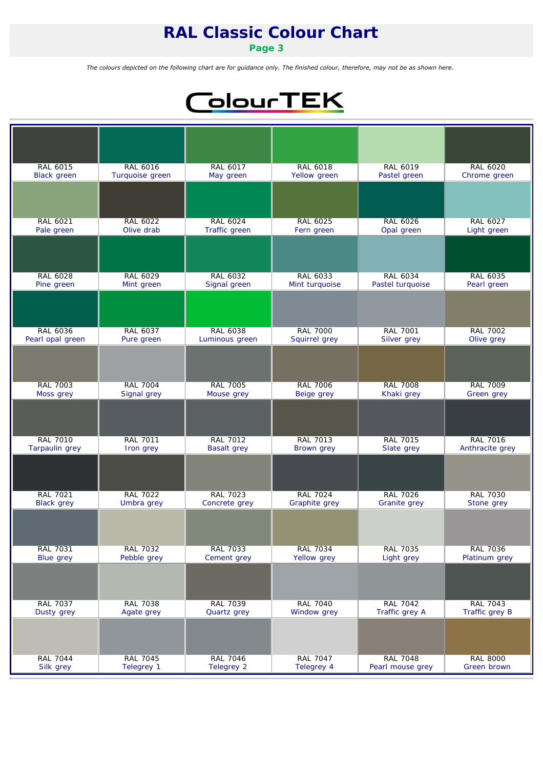# RAL Classic Colour Chart

**Page 3**

*The colours depicted on the following chart are for guidance only. The finished colour, therefore, may not be as shown here.*

ColourTEK

| | | | | | |
|---|---|---|---|---|---|
| RAL 6015 Black green | RAL 6016 Turquoise green | RAL 6017 May green | RAL 6018 Yellow green | RAL 6019 Pastel green | RAL 6020 Chrome green |
| RAL 6021 Pale green | RAL 6022 Olive drab | RAL 6024 Traffic green | RAL 6025 Fern green | RAL 6026 Opal green | RAL 6027 Light green |
| RAL 6028 Pine green | RAL 6029 Mint green | RAL 6032 Signal green | RAL 6033 Mint turquoise | RAL 6034 Pastel turquoise | RAL 6035 Pearl green |
| RAL 6036 Pearl opal green | RAL 6037 Pure green | RAL 6038 Luminous green | RAL 7000 Squirrel grey | RAL 7001 Silver grey | RAL 7002 Olive grey |
| RAL 7003 Moss grey | RAL 7004 Signal grey | RAL 7005 Mouse grey | RAL 7006 Beige grey | RAL 7008 Khaki grey | RAL 7009 Green grey |
| RAL 7010 Tarpaulin grey | RAL 7011 Iron grey | RAL 7012 Basalt grey | RAL 7013 Brown grey | RAL 7015 Slate grey | RAL 7016 Anthracite grey |
| RAL 7021 Black grey | RAL 7022 Umbra grey | RAL 7023 Concrete grey | RAL 7024 Graphite grey | RAL 7026 Granite grey | RAL 7030 Stone grey |
| RAL 7031 Blue grey | RAL 7032 Pebble grey | RAL 7033 Cement grey | RAL 7034 Yellow grey | RAL 7035 Light grey | RAL 7036 Platinum grey |
| RAL 7037 Dusty grey | RAL 7038 Agate grey | RAL 7039 Quartz grey | RAL 7040 Window grey | RAL 7042 Traffic grey A | RAL 7043 Traffic grey B |
| RAL 7044 Silk grey | RAL 7045 Telegrey 1 | RAL 7046 Telegrey 2 | RAL 7047 Telegrey 4 | RAL 7048 Pearl mouse grey | RAL 8000 Green brown |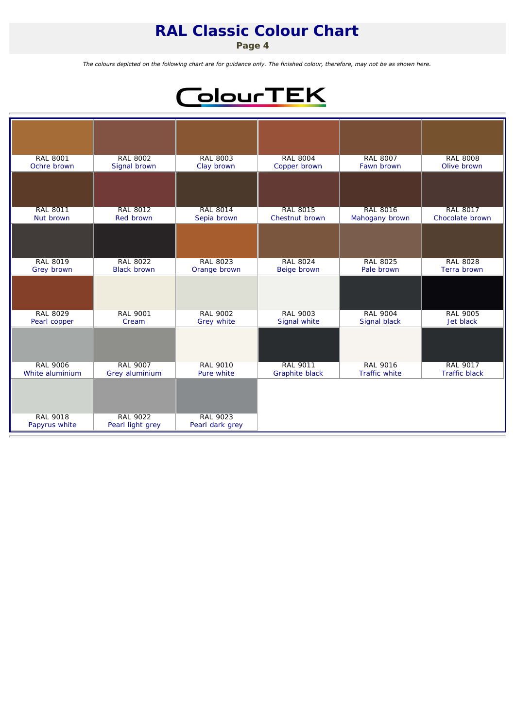# RAL Classic Colour Chart

**Page 4**

*The colours depicted on the following chart are for guidance only. The finished colour, therefore, may not be as shown here.*

ColourTEK

| | | | | | |
|---|---|---|---|---|---|
| RAL 8001<br>Ochre brown | RAL 8002<br>Signal brown | RAL 8003<br>Clay brown | RAL 8004<br>Copper brown | RAL 8007<br>Fawn brown | RAL 8008<br>Olive brown |
| RAL 8011<br>Nut brown | RAL 8012<br>Red brown | RAL 8014<br>Sepia brown | RAL 8015<br>Chestnut brown | RAL 8016<br>Mahogany brown | RAL 8017<br>Chocolate brown |
| RAL 8019<br>Grey brown | RAL 8022<br>Black brown | RAL 8023<br>Orange brown | RAL 8024<br>Beige brown | RAL 8025<br>Pale brown | RAL 8028<br>Terra brown |
| RAL 8029<br>Pearl copper | RAL 9001<br>Cream | RAL 9002<br>Grey white | RAL 9003<br>Signal white | RAL 9004<br>Signal black | RAL 9005<br>Jet black |
| RAL 9006<br>White aluminium | RAL 9007<br>Grey aluminium | RAL 9010<br>Pure white | RAL 9011<br>Graphite black | RAL 9016<br>Traffic white | RAL 9017<br>Traffic black |
| RAL 9018<br>Papyrus white | RAL 9022<br>Pearl light grey | RAL 9023<br>Pearl dark grey | | | |